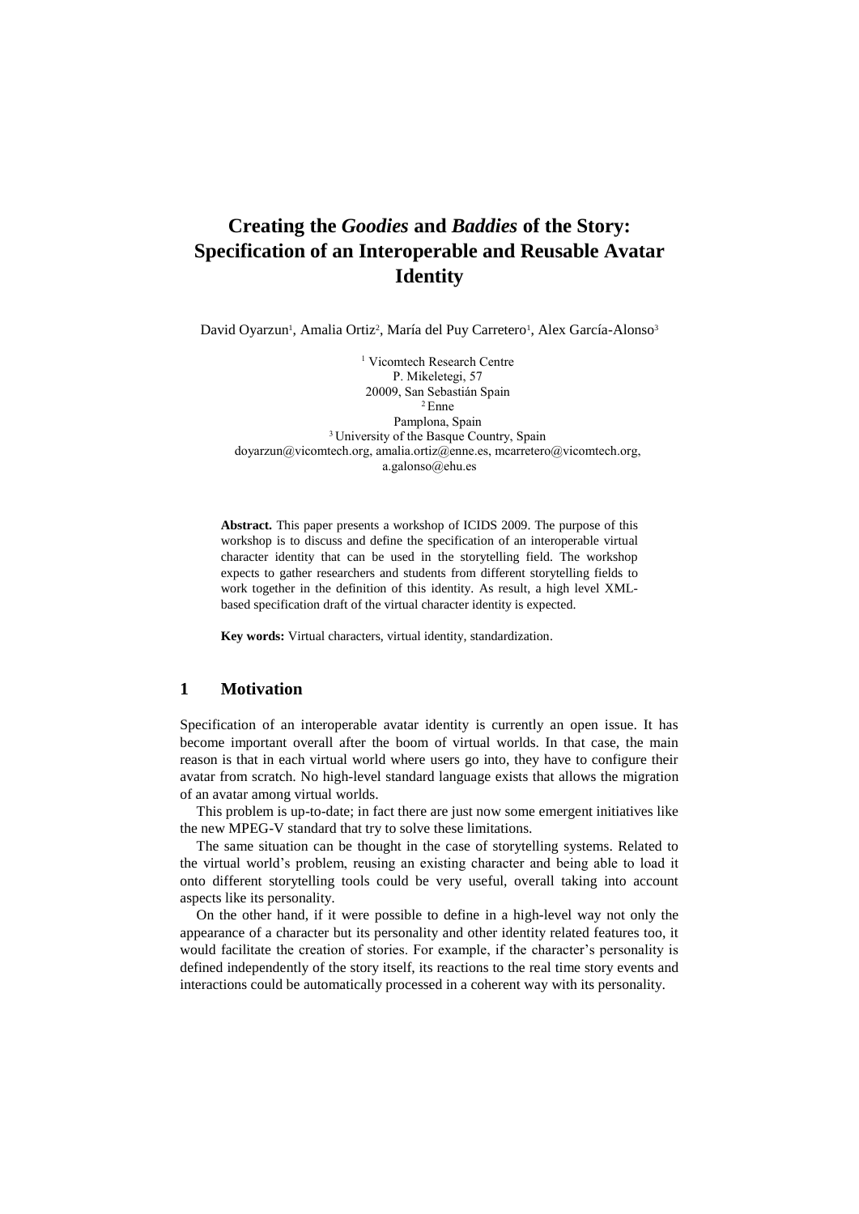# Creating the *Goodies* and *Baddies* of the Story: Specification of an Interoperable and Reusable Avatar Identity

David Oyarzun[1], Amalia Ortiz[2], María del Puy Carretero[1], Alex García-Alonso[3]

[1] Vicomtech Research Centre
P. Mikeletegi, 57
20009, San Sebastián Spain
[2] Enne
Pamplona, Spain
[3] University of the Basque Country, Spain
doyarzun@vicomtech.org, amalia.ortiz@enne.es, mcarretero@vicomtech.org, a.galonso@ehu.es

**Abstract.** This paper presents a workshop of ICIDS 2009. The purpose of this workshop is to discuss and define the specification of an interoperable virtual character identity that can be used in the storytelling field. The workshop expects to gather researchers and students from different storytelling fields to work together in the definition of this identity. As result, a high level XML-based specification draft of the virtual character identity is expected.

**Key words:** Virtual characters, virtual identity, standardization.

## 1 Motivation

Specification of an interoperable avatar identity is currently an open issue. It has become important overall after the boom of virtual worlds. In that case, the main reason is that in each virtual world where users go into, they have to configure their avatar from scratch. No high-level standard language exists that allows the migration of an avatar among virtual worlds.

This problem is up-to-date; in fact there are just now some emergent initiatives like the new MPEG-V standard that try to solve these limitations.

The same situation can be thought in the case of storytelling systems. Related to the virtual world's problem, reusing an existing character and being able to load it onto different storytelling tools could be very useful, overall taking into account aspects like its personality.

On the other hand, if it were possible to define in a high-level way not only the appearance of a character but its personality and other identity related features too, it would facilitate the creation of stories. For example, if the character's personality is defined independently of the story itself, its reactions to the real time story events and interactions could be automatically processed in a coherent way with its personality.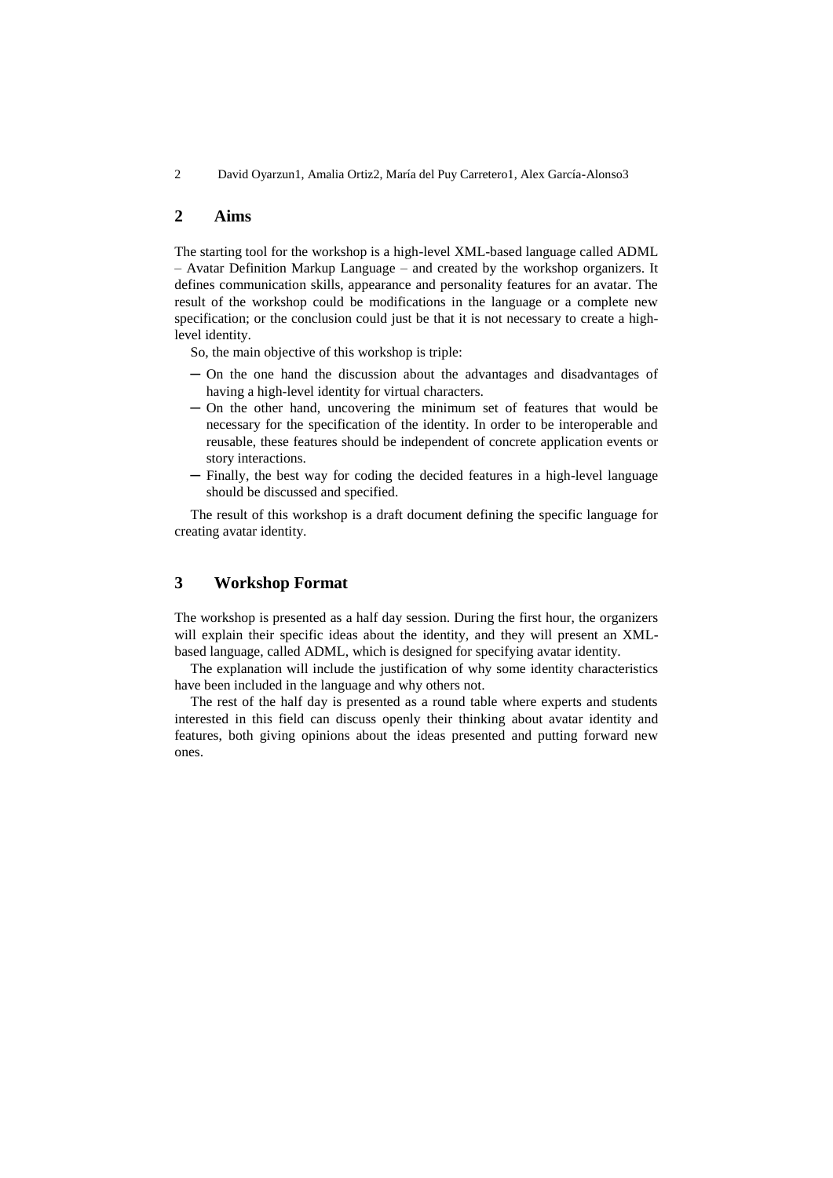## 2 Aims

The starting tool for the workshop is a high-level XML-based language called ADML – Avatar Definition Markup Language – and created by the workshop organizers. It defines communication skills, appearance and personality features for an avatar. The result of the workshop could be modifications in the language or a complete new specification; or the conclusion could just be that it is not necessary to create a high-level identity.

So, the main objective of this workshop is triple:

- On the one hand the discussion about the advantages and disadvantages of having a high-level identity for virtual characters.
- On the other hand, uncovering the minimum set of features that would be necessary for the specification of the identity. In order to be interoperable and reusable, these features should be independent of concrete application events or story interactions.
- Finally, the best way for coding the decided features in a high-level language should be discussed and specified.

The result of this workshop is a draft document defining the specific language for creating avatar identity.

## 3 Workshop Format

The workshop is presented as a half day session. During the first hour, the organizers will explain their specific ideas about the identity, and they will present an XML-based language, called ADML, which is designed for specifying avatar identity.

The explanation will include the justification of why some identity characteristics have been included in the language and why others not.

The rest of the half day is presented as a round table where experts and students interested in this field can discuss openly their thinking about avatar identity and features, both giving opinions about the ideas presented and putting forward new ones.